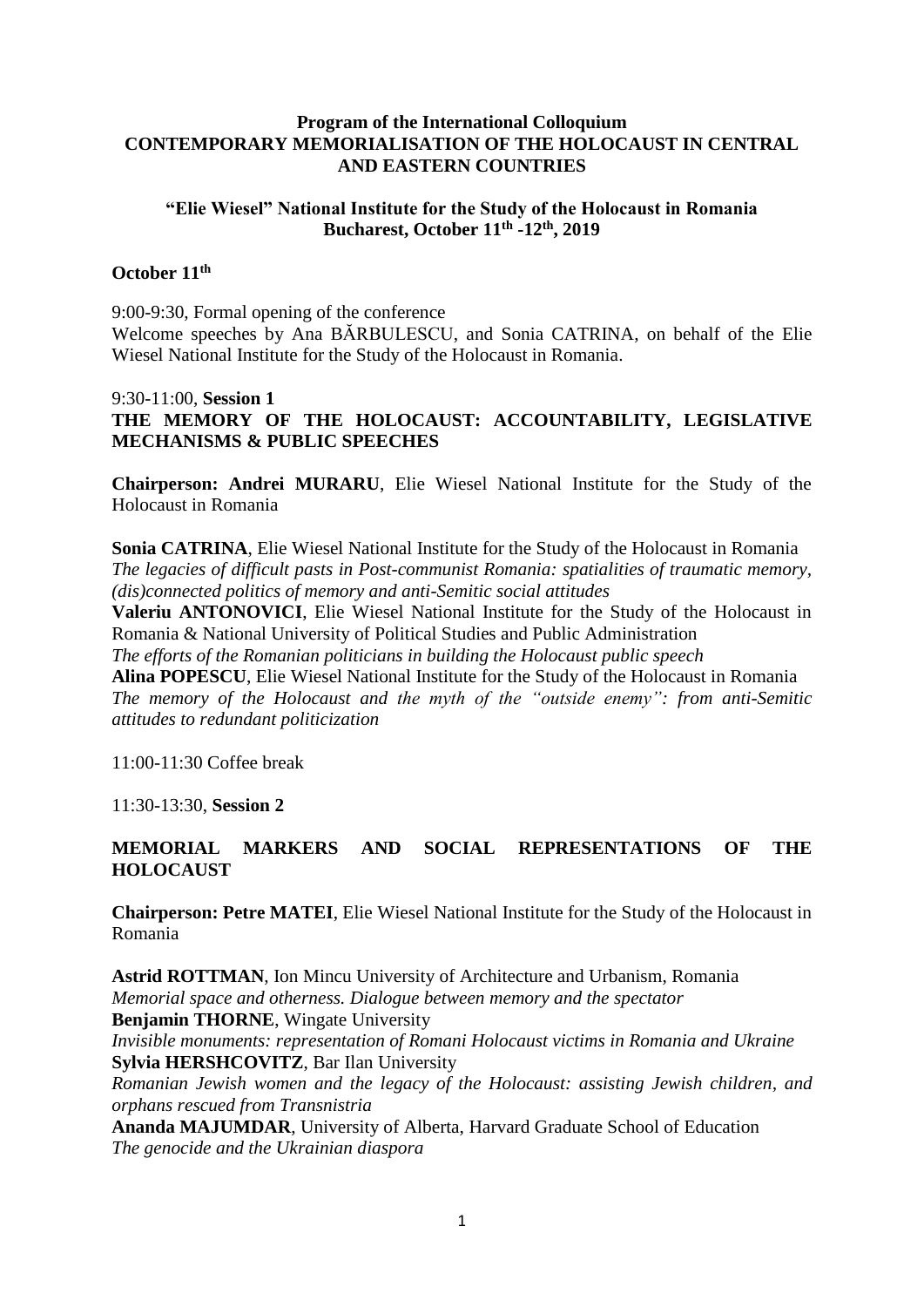**Program of the International Colloquium**
**CONTEMPORARY MEMORIALISATION OF THE HOLOCAUST IN CENTRAL AND EASTERN COUNTRIES**

**"Elie Wiesel" National Institute for the Study of the Holocaust in Romania**
**Bucharest, October 11th -12th, 2019**

**October 11th**

9:00-9:30, Formal opening of the conference
Welcome speeches by Ana BĂRBULESCU, and Sonia CATRINA, on behalf of the Elie Wiesel National Institute for the Study of the Holocaust in Romania.

9:30-11:00, **Session 1**
**THE MEMORY OF THE HOLOCAUST: ACCOUNTABILITY, LEGISLATIVE MECHANISMS & PUBLIC SPEECHES**

**Chairperson: Andrei MURARU**, Elie Wiesel National Institute for the Study of the Holocaust in Romania

**Sonia CATRINA**, Elie Wiesel National Institute for the Study of the Holocaust in Romania
*The legacies of difficult pasts in Post-communist Romania: spatialities of traumatic memory, (dis)connected politics of memory and anti-Semitic social attitudes*
**Valeriu ANTONOVICI**, Elie Wiesel National Institute for the Study of the Holocaust in Romania & National University of Political Studies and Public Administration
*The efforts of the Romanian politicians in building the Holocaust public speech*
**Alina POPESCU**, Elie Wiesel National Institute for the Study of the Holocaust in Romania
*The memory of the Holocaust and the myth of the "outside enemy": from anti-Semitic attitudes to redundant politicization*

11:00-11:30 Coffee break

11:30-13:30, **Session 2**

**MEMORIAL MARKERS AND SOCIAL REPRESENTATIONS OF THE HOLOCAUST**

**Chairperson: Petre MATEI**, Elie Wiesel National Institute for the Study of the Holocaust in Romania

**Astrid ROTTMAN**, Ion Mincu University of Architecture and Urbanism, Romania
*Memorial space and otherness. Dialogue between memory and the spectator*
**Benjamin THORNE**, Wingate University
*Invisible monuments: representation of Romani Holocaust victims in Romania and Ukraine*
**Sylvia HERSHCOVITZ**, Bar Ilan University
*Romanian Jewish women and the legacy of the Holocaust: assisting Jewish children, and orphans rescued from Transnistria*
**Ananda MAJUMDAR**, University of Alberta, Harvard Graduate School of Education
*The genocide and the Ukrainian diaspora*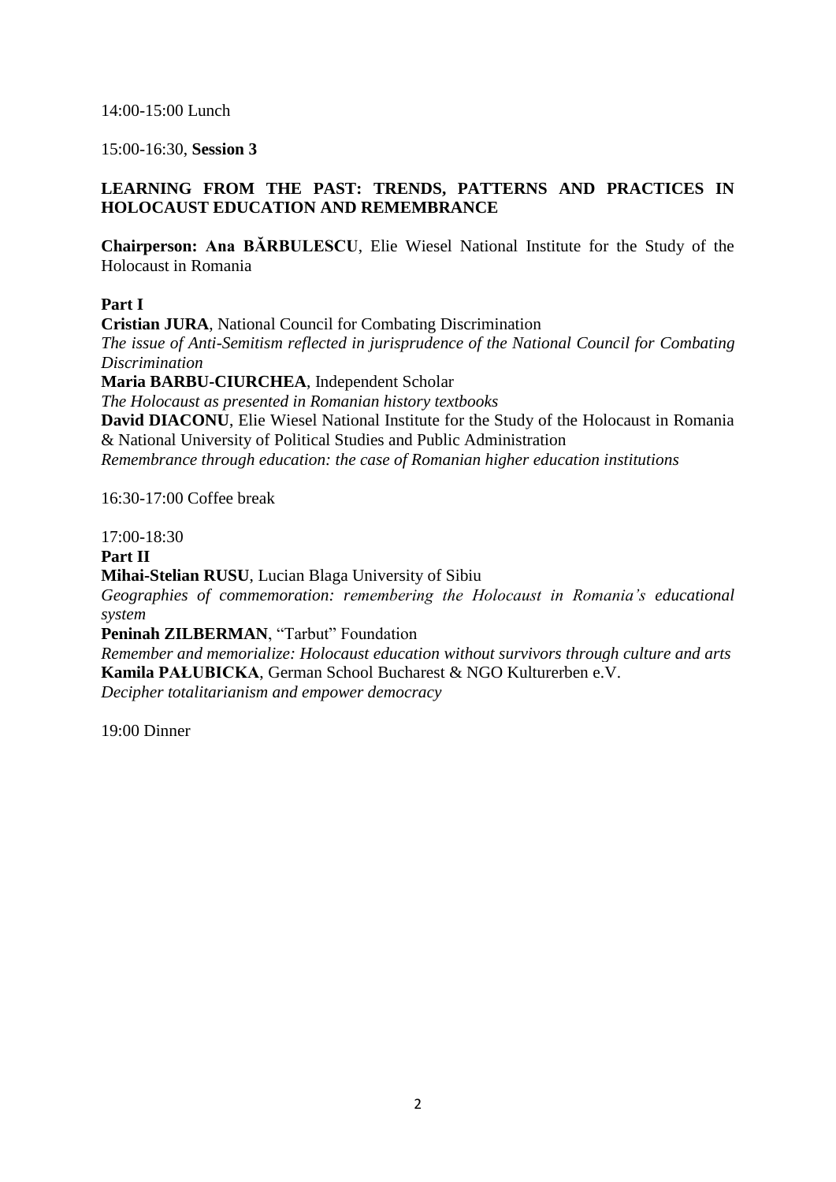14:00-15:00 Lunch

15:00-16:30, **Session 3**

**LEARNING FROM THE PAST: TRENDS, PATTERNS AND PRACTICES IN HOLOCAUST EDUCATION AND REMEMBRANCE**

**Chairperson: Ana BĂRBULESCU**, Elie Wiesel National Institute for the Study of the Holocaust in Romania

**Part I**

**Cristian JURA**, National Council for Combating Discrimination
*The issue of Anti-Semitism reflected in jurisprudence of the National Council for Combating Discrimination*

**Maria BARBU-CIURCHEA**, Independent Scholar
*The Holocaust as presented in Romanian history textbooks*

**David DIACONU**, Elie Wiesel National Institute for the Study of the Holocaust in Romania & National University of Political Studies and Public Administration
*Remembrance through education: the case of Romanian higher education institutions*

16:30-17:00 Coffee break

17:00-18:30

**Part II**

**Mihai-Stelian RUSU**, Lucian Blaga University of Sibiu
*Geographies of commemoration: remembering the Holocaust in Romania's educational system*

**Peninah ZILBERMAN**, "Tarbut" Foundation
*Remember and memorialize: Holocaust education without survivors through culture and arts*

**Kamila PAŁUBICKA**, German School Bucharest & NGO Kulturerben e.V.
*Decipher totalitarianism and empower democracy*

19:00 Dinner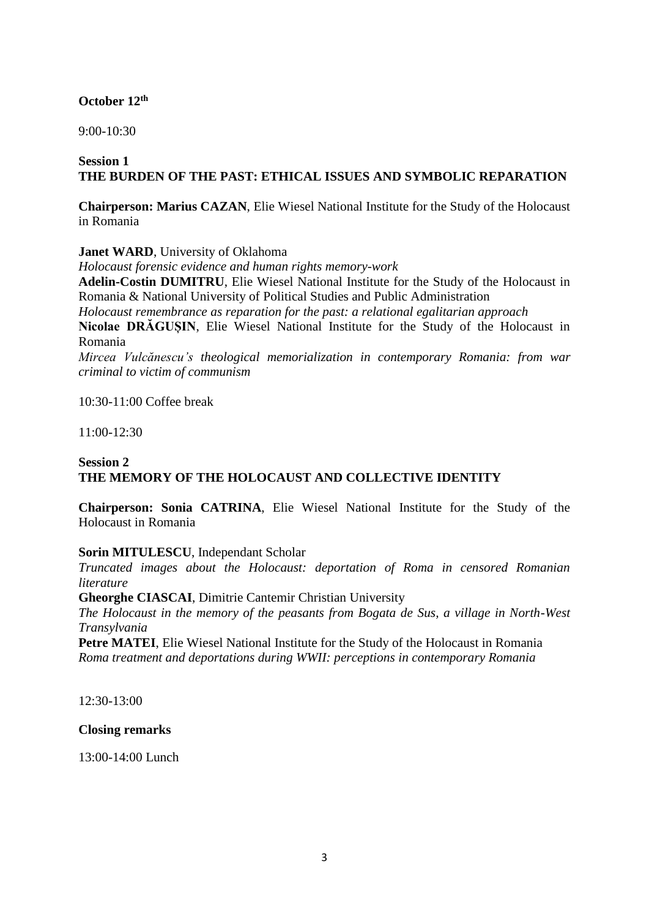**October 12th**

9:00-10:30

**Session 1**
**THE BURDEN OF THE PAST: ETHICAL ISSUES AND SYMBOLIC REPARATION**

**Chairperson: Marius CAZAN**, Elie Wiesel National Institute for the Study of the Holocaust in Romania

**Janet WARD**, University of Oklahoma
*Holocaust forensic evidence and human rights memory-work*
**Adelin-Costin DUMITRU**, Elie Wiesel National Institute for the Study of the Holocaust in Romania & National University of Political Studies and Public Administration
*Holocaust remembrance as reparation for the past: a relational egalitarian approach*
**Nicolae DRĂGUȘIN**, Elie Wiesel National Institute for the Study of the Holocaust in Romania
*Mircea Vulcănescu's theological memorialization in contemporary Romania: from war criminal to victim of communism*

10:30-11:00 Coffee break

11:00-12:30

**Session 2**
**THE MEMORY OF THE HOLOCAUST AND COLLECTIVE IDENTITY**

**Chairperson: Sonia CATRINA**, Elie Wiesel National Institute for the Study of the Holocaust in Romania

**Sorin MITULESCU**, Independant Scholar
*Truncated images about the Holocaust: deportation of Roma in censored Romanian literature*
**Gheorghe CIASCAI**, Dimitrie Cantemir Christian University
*The Holocaust in the memory of the peasants from Bogata de Sus, a village in North-West Transylvania*
**Petre MATEI**, Elie Wiesel National Institute for the Study of the Holocaust in Romania
*Roma treatment and deportations during WWII: perceptions in contemporary Romania*

12:30-13:00

**Closing remarks**

13:00-14:00 Lunch